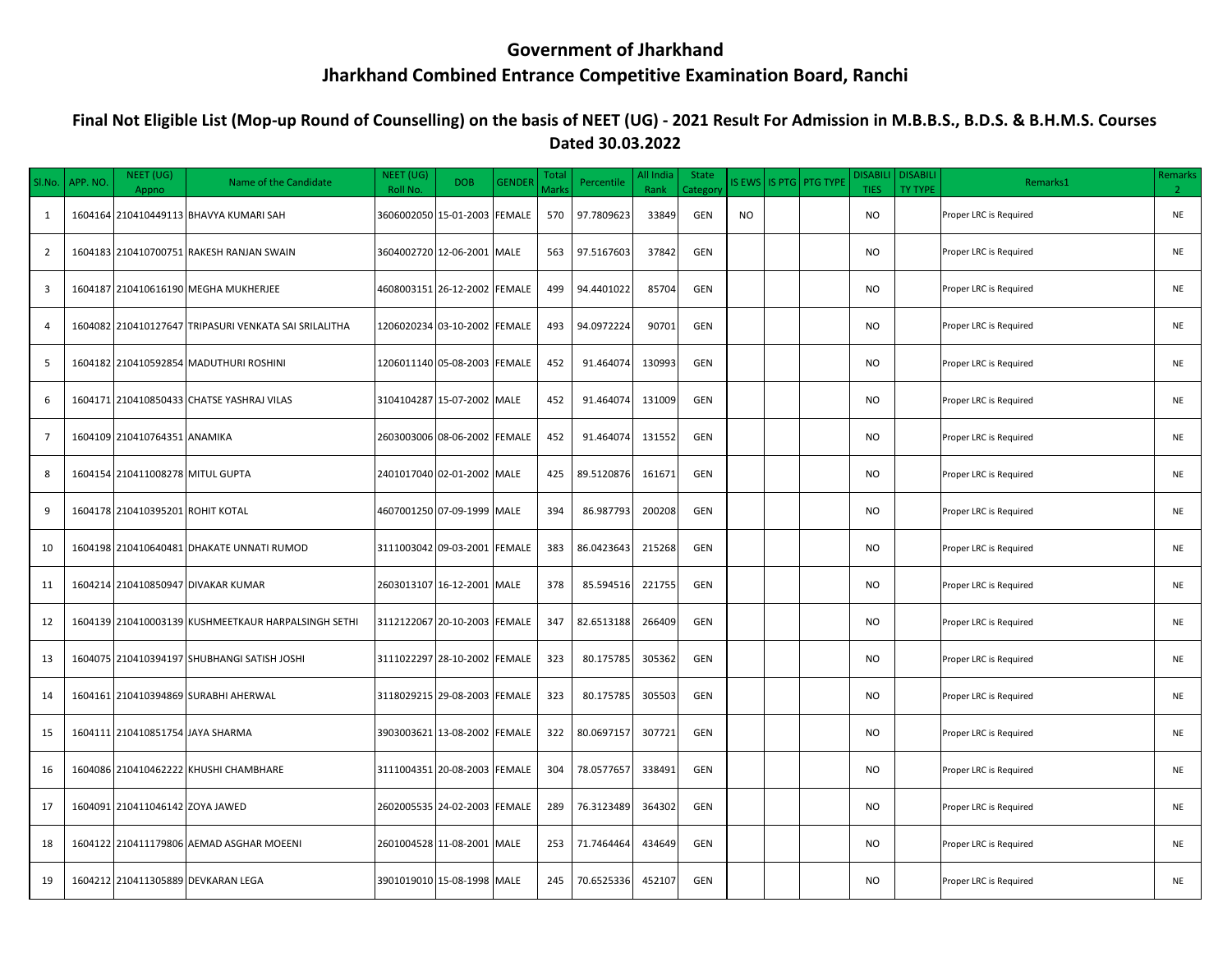# Government of Jharkhand

# Jharkhand Combined Entrance Competitive Examination Board, Ranchi

## Final Not Eligible List (Mop-up Round of Counselling) on the basis of NEET (UG) - 2021 Result For Admission in M.B.B.S., B.D.S. & B.H.M.S. Courses Dated 30.03.2022

| Sl.No. | APP. NO. | NEET (UG) Appno | Name of the Candidate | NEET (UG) Roll No. | DOB | GENDER | Total Marks | Percentile | All India Rank | State Category | IS EWS | IS PTG | PTG TYPE | DISABILITIES | DISABILITY TYPE | Remarks1 | Remarks 2 |
|---|---|---|---|---|---|---|---|---|---|---|---|---|---|---|---|---|---|
| 1 | 1604164 | 210410449113 | BHAVYA KUMARI SAH | 3606002050 | 15-01-2003 | FEMALE | 570 | 97.7809623 | 33849 | GEN | NO | | | NO | | Proper LRC is Required | NE |
| 2 | 1604183 | 210410700751 | RAKESH RANJAN SWAIN | 3604002720 | 12-06-2001 | MALE | 563 | 97.5167603 | 37842 | GEN | | | | NO | | Proper LRC is Required | NE |
| 3 | 1604187 | 210410616190 | MEGHA MUKHERJEE | 4608003151 | 26-12-2002 | FEMALE | 499 | 94.4401022 | 85704 | GEN | | | | NO | | Proper LRC is Required | NE |
| 4 | 1604082 | 210410127647 | TRIPASURI VENKATA SAI SRILALITHA | 1206020234 | 03-10-2002 | FEMALE | 493 | 94.0972224 | 90701 | GEN | | | | NO | | Proper LRC is Required | NE |
| 5 | 1604182 | 210410592854 | MADUTHURI ROSHINI | 1206011140 | 05-08-2003 | FEMALE | 452 | 91.464074 | 130993 | GEN | | | | NO | | Proper LRC is Required | NE |
| 6 | 1604171 | 210410850433 | CHATSE YASHRAJ VILAS | 3104104287 | 15-07-2002 | MALE | 452 | 91.464074 | 131009 | GEN | | | | NO | | Proper LRC is Required | NE |
| 7 | 1604109 | 210410764351 | ANAMIKA | 2603003006 | 08-06-2002 | FEMALE | 452 | 91.464074 | 131552 | GEN | | | | NO | | Proper LRC is Required | NE |
| 8 | 1604154 | 210411008278 | MITUL GUPTA | 2401017040 | 02-01-2002 | MALE | 425 | 89.5120876 | 161671 | GEN | | | | NO | | Proper LRC is Required | NE |
| 9 | 1604178 | 210410395201 | ROHIT KOTAL | 4607001250 | 07-09-1999 | MALE | 394 | 86.987793 | 200208 | GEN | | | | NO | | Proper LRC is Required | NE |
| 10 | 1604198 | 210410640481 | DHAKATE UNNATI RUMOD | 3111003042 | 09-03-2001 | FEMALE | 383 | 86.0423643 | 215268 | GEN | | | | NO | | Proper LRC is Required | NE |
| 11 | 1604214 | 210410850947 | DIVAKAR KUMAR | 2603013107 | 16-12-2001 | MALE | 378 | 85.594516 | 221755 | GEN | | | | NO | | Proper LRC is Required | NE |
| 12 | 1604139 | 210410003139 | KUSHMEETKAUR HARPALSINGH SETHI | 3112122067 | 20-10-2003 | FEMALE | 347 | 82.6513188 | 266409 | GEN | | | | NO | | Proper LRC is Required | NE |
| 13 | 1604075 | 210410394197 | SHUBHANGI SATISH JOSHI | 3111022297 | 28-10-2002 | FEMALE | 323 | 80.175785 | 305362 | GEN | | | | NO | | Proper LRC is Required | NE |
| 14 | 1604161 | 210410394869 | SURABHI AHERWAL | 3118029215 | 29-08-2003 | FEMALE | 323 | 80.175785 | 305503 | GEN | | | | NO | | Proper LRC is Required | NE |
| 15 | 1604111 | 210410851754 | JAYA SHARMA | 3903003621 | 13-08-2002 | FEMALE | 322 | 80.0697157 | 307721 | GEN | | | | NO | | Proper LRC is Required | NE |
| 16 | 1604086 | 210410462222 | KHUSHI CHAMBHARE | 3111004351 | 20-08-2003 | FEMALE | 304 | 78.0577657 | 338491 | GEN | | | | NO | | Proper LRC is Required | NE |
| 17 | 1604091 | 210411046142 | ZOYA JAWED | 2602005535 | 24-02-2003 | FEMALE | 289 | 76.3123489 | 364302 | GEN | | | | NO | | Proper LRC is Required | NE |
| 18 | 1604122 | 210411179806 | AEMAD ASGHAR MOEENI | 2601004528 | 11-08-2001 | MALE | 253 | 71.7464464 | 434649 | GEN | | | | NO | | Proper LRC is Required | NE |
| 19 | 1604212 | 210411305889 | DEVKARAN LEGA | 3901019010 | 15-08-1998 | MALE | 245 | 70.6525336 | 452107 | GEN | | | | NO | | Proper LRC is Required | NE |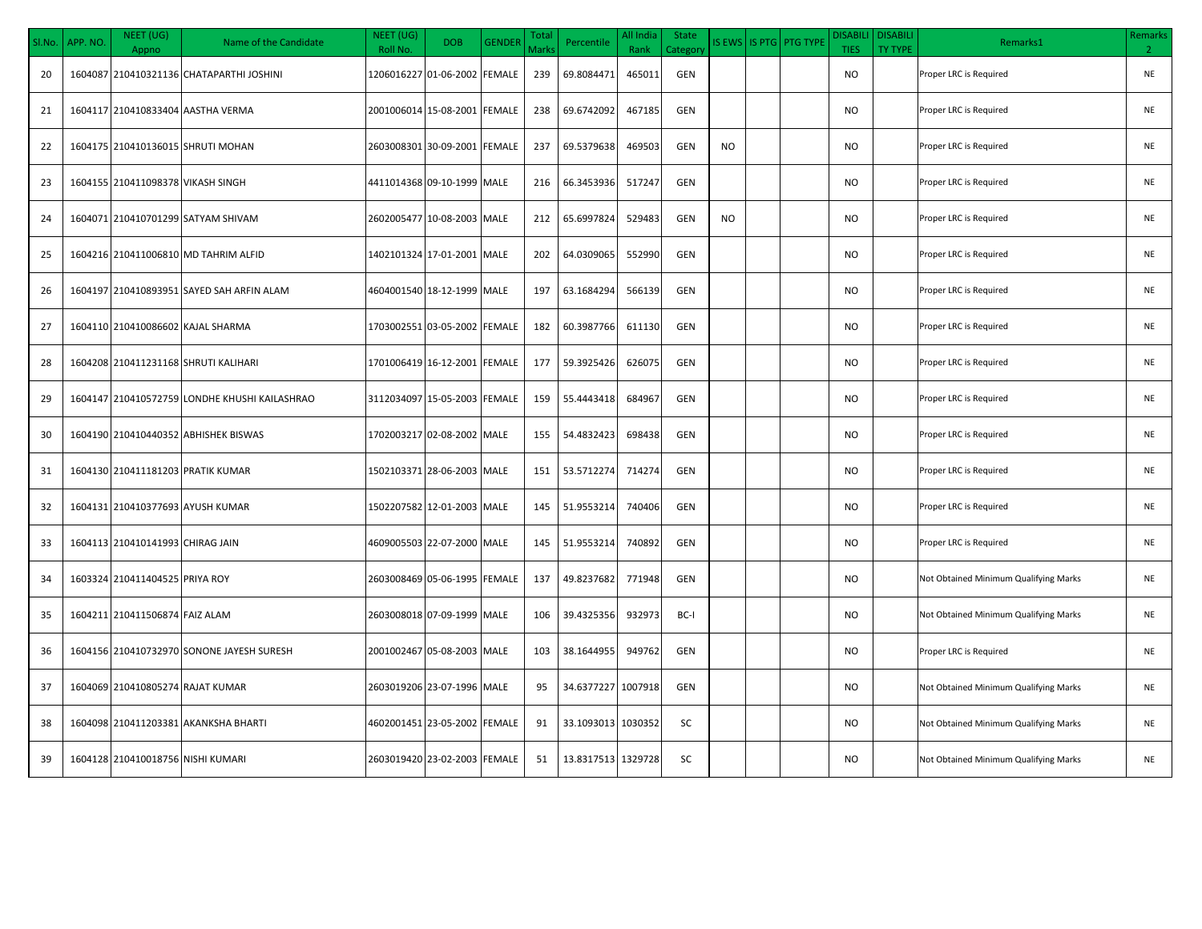| Sl.No. | APP. NO. | NEET (UG) Appno | Name of the Candidate | NEET (UG) Roll No. | DOB | GENDER | Total Marks | Percentile | All India Rank | State Category | IS EWS | IS PTG | PTG TYPE | DISABILITIES | DISABILITY TYPE | Remarks1 | Remarks 2 |
|---|---|---|---|---|---|---|---|---|---|---|---|---|---|---|---|---|---|
| 20 | 1604087 | 210410321136 | CHATAPARTHI JOSHINI | 1206016227 | 01-06-2002 | FEMALE | 239 | 69.8084471 | 465011 | GEN | | | | NO | | Proper LRC is Required | NE |
| 21 | 1604117 | 210410833404 | AASTHA VERMA | 2001006014 | 15-08-2001 | FEMALE | 238 | 69.6742092 | 467185 | GEN | | | | NO | | Proper LRC is Required | NE |
| 22 | 1604175 | 210410136015 | SHRUTI MOHAN | 2603008301 | 30-09-2001 | FEMALE | 237 | 69.5379638 | 469503 | GEN | NO | | | NO | | Proper LRC is Required | NE |
| 23 | 1604155 | 210411098378 | VIKASH SINGH | 4411014368 | 09-10-1999 | MALE | 216 | 66.3453936 | 517247 | GEN | | | | NO | | Proper LRC is Required | NE |
| 24 | 1604071 | 210410701299 | SATYAM SHIVAM | 2602005477 | 10-08-2003 | MALE | 212 | 65.6997824 | 529483 | GEN | NO | | | NO | | Proper LRC is Required | NE |
| 25 | 1604216 | 210411006810 | MD TAHRIM ALFID | 1402101324 | 17-01-2001 | MALE | 202 | 64.0309065 | 552990 | GEN | | | | NO | | Proper LRC is Required | NE |
| 26 | 1604197 | 210410893951 | SAYED SAH ARFIN ALAM | 4604001540 | 18-12-1999 | MALE | 197 | 63.1684294 | 566139 | GEN | | | | NO | | Proper LRC is Required | NE |
| 27 | 1604110 | 210410086602 | KAJAL SHARMA | 1703002551 | 03-05-2002 | FEMALE | 182 | 60.3987766 | 611130 | GEN | | | | NO | | Proper LRC is Required | NE |
| 28 | 1604208 | 210411231168 | SHRUTI KALIHARI | 1701006419 | 16-12-2001 | FEMALE | 177 | 59.3925426 | 626075 | GEN | | | | NO | | Proper LRC is Required | NE |
| 29 | 1604147 | 210410572759 | LONDHE KHUSHI KAILASHRAO | 3112034097 | 15-05-2003 | FEMALE | 159 | 55.4443418 | 684967 | GEN | | | | NO | | Proper LRC is Required | NE |
| 30 | 1604190 | 210410440352 | ABHISHEK BISWAS | 1702003217 | 02-08-2002 | MALE | 155 | 54.4832423 | 698438 | GEN | | | | NO | | Proper LRC is Required | NE |
| 31 | 1604130 | 210411181203 | PRATIK KUMAR | 1502103371 | 28-06-2003 | MALE | 151 | 53.5712274 | 714274 | GEN | | | | NO | | Proper LRC is Required | NE |
| 32 | 1604131 | 210410377693 | AYUSH KUMAR | 1502207582 | 12-01-2003 | MALE | 145 | 51.9553214 | 740406 | GEN | | | | NO | | Proper LRC is Required | NE |
| 33 | 1604113 | 210410141993 | CHIRAG JAIN | 4609005503 | 22-07-2000 | MALE | 145 | 51.9553214 | 740892 | GEN | | | | NO | | Proper LRC is Required | NE |
| 34 | 1603324 | 210411404525 | PRIYA ROY | 2603008469 | 05-06-1995 | FEMALE | 137 | 49.8237682 | 771948 | GEN | | | | NO | | Not Obtained Minimum Qualifying Marks | NE |
| 35 | 1604211 | 210411506874 | FAIZ ALAM | 2603008018 | 07-09-1999 | MALE | 106 | 39.4325356 | 932973 | BC-I | | | | NO | | Not Obtained Minimum Qualifying Marks | NE |
| 36 | 1604156 | 210410732970 | SONONE JAYESH SURESH | 2001002467 | 05-08-2003 | MALE | 103 | 38.1644955 | 949762 | GEN | | | | NO | | Proper LRC is Required | NE |
| 37 | 1604069 | 210410805274 | RAJAT KUMAR | 2603019206 | 23-07-1996 | MALE | 95 | 34.6377227 | 1007918 | GEN | | | | NO | | Not Obtained Minimum Qualifying Marks | NE |
| 38 | 1604098 | 210411203381 | AKANKSHA BHARTI | 4602001451 | 23-05-2002 | FEMALE | 91 | 33.1093013 | 1030352 | SC | | | | NO | | Not Obtained Minimum Qualifying Marks | NE |
| 39 | 1604128 | 210410018756 | NISHI KUMARI | 2603019420 | 23-02-2003 | FEMALE | 51 | 13.8317513 | 1329728 | SC | | | | NO | | Not Obtained Minimum Qualifying Marks | NE |